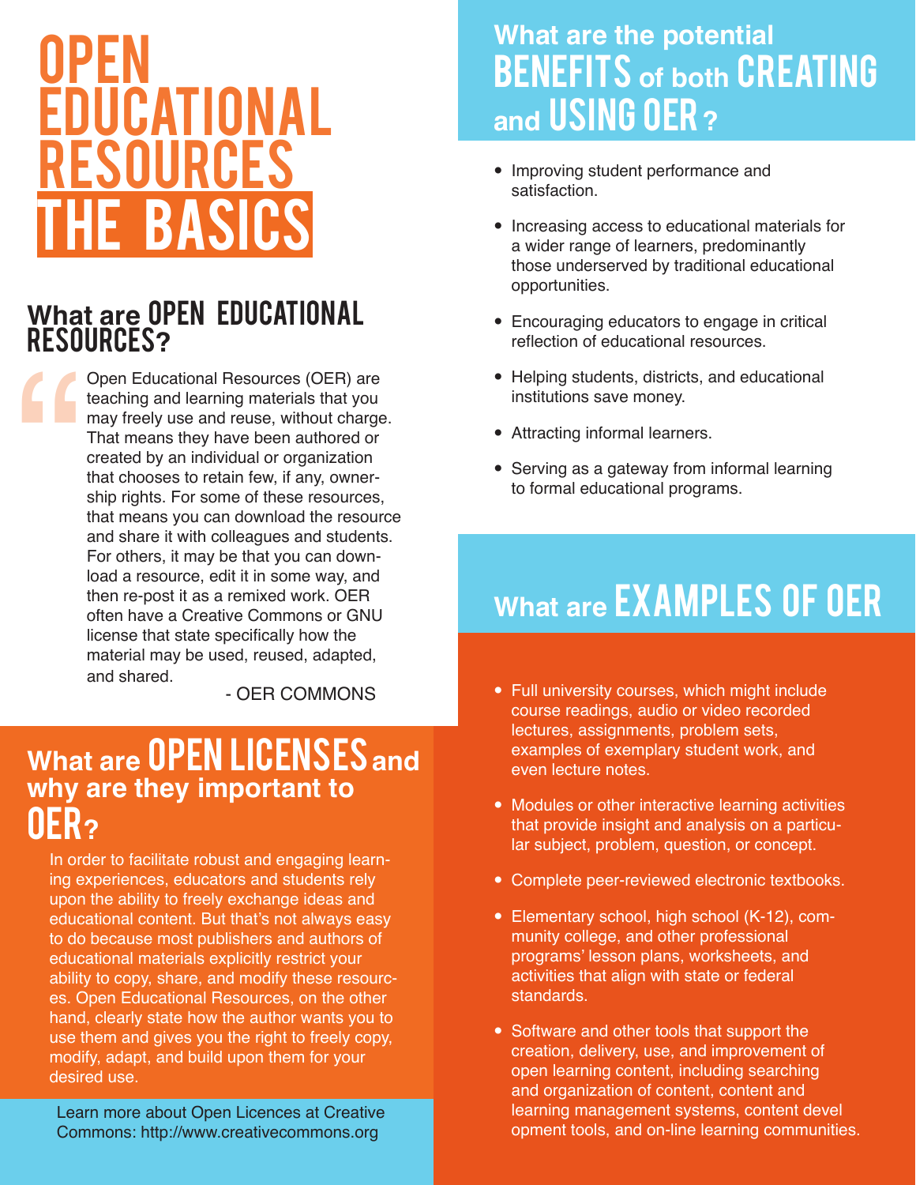# OPEN EDUCATIONAL RESOURCES THE BASICS

## What are OPEN EDUCATIONAL RESOURCES?

> Open Educational Resources (OER) are teaching and learning materials that you may freely use and reuse, without charge. That means they have been authored or created by an individual or organization that chooses to retain few, if any, ownership rights. For some of these resources, that means you can download the resource and share it with colleagues and students. For others, it may be that you can download a resource, edit it in some way, and then re-post it as a remixed work. OER often have a Creative Commons or GNU license that state specifically how the material may be used, reused, adapted, and shared.
>
> - OER COMMONS

## What are OPEN LICENSES and why are they important to OER?

In order to facilitate robust and engaging learning experiences, educators and students rely upon the ability to freely exchange ideas and educational content. But that's not always easy to do because most publishers and authors of educational materials explicitly restrict your ability to copy, share, and modify these resources. Open Educational Resources, on the other hand, clearly state how the author wants you to use them and gives you the right to freely copy, modify, adapt, and build upon them for your desired use.

Learn more about Open Licences at Creative Commons: http://www.creativecommons.org

## What are the potential BENEFITS of both CREATING and USING OER?

- Improving student performance and satisfaction.
- Increasing access to educational materials for a wider range of learners, predominantly those underserved by traditional educational opportunities.
- Encouraging educators to engage in critical reflection of educational resources.
- Helping students, districts, and educational institutions save money.
- Attracting informal learners.
- Serving as a gateway from informal learning to formal educational programs.

## What are EXAMPLES OF OER

- Full university courses, which might include course readings, audio or video recorded lectures, assignments, problem sets, examples of exemplary student work, and even lecture notes.
- Modules or other interactive learning activities that provide insight and analysis on a particular subject, problem, question, or concept.
- Complete peer-reviewed electronic textbooks.
- Elementary school, high school (K-12), community college, and other professional programs' lesson plans, worksheets, and activities that align with state or federal standards.
- Software and other tools that support the creation, delivery, use, and improvement of open learning content, including searching and organization of content, content and learning management systems, content devel opment tools, and on-line learning communities.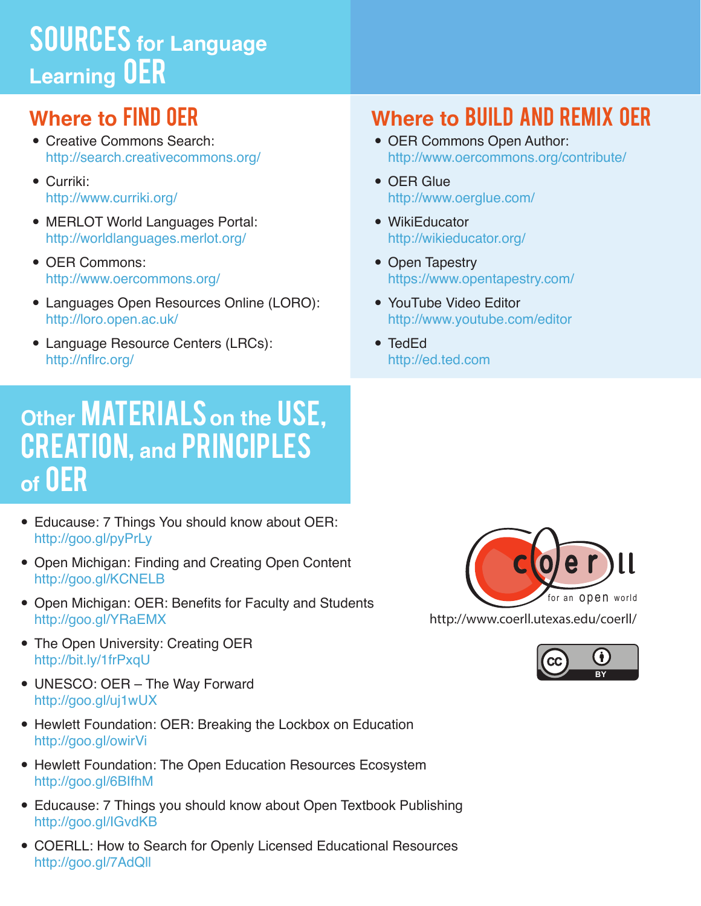# SOURCES for Language Learning OER

## Where to FIND OER

- Creative Commons Search:
  http://search.creativecommons.org/
- Curriki:
  http://www.curriki.org/
- MERLOT World Languages Portal:
  http://worldlanguages.merlot.org/
- OER Commons:
  http://www.oercommons.org/
- Languages Open Resources Online (LORO):
  http://loro.open.ac.uk/
- Language Resource Centers (LRCs):
  http://nflrc.org/

## Where to BUILD AND REMIX OER

- OER Commons Open Author:
  http://www.oercommons.org/contribute/
- OER Glue
  http://www.oerglue.com/
- WikiEducator
  http://wikieducator.org/
- Open Tapestry
  https://www.opentapestry.com/
- YouTube Video Editor
  http://www.youtube.com/editor
- TedEd
  http://ed.ted.com

## Other MATERIALS on the USE, CREATION, and PRINCIPLES of OER

- Educause: 7 Things You should know about OER:
  http://goo.gl/pyPrLy
- Open Michigan: Finding and Creating Open Content
  http://goo.gl/KCNELB
- Open Michigan: OER: Benefits for Faculty and Students
  http://goo.gl/YRaEMX
- The Open University: Creating OER
  http://bit.ly/1frPxqU
- UNESCO: OER – The Way Forward
  http://goo.gl/uj1wUX
- Hewlett Foundation: OER: Breaking the Lockbox on Education
  http://goo.gl/owirVi
- Hewlett Foundation: The Open Education Resources Ecosystem
  http://goo.gl/6BIfhM
- Educause: 7 Things you should know about Open Textbook Publishing
  http://goo.gl/IGvdKB
- COERLL: How to Search for Openly Licensed Educational Resources
  http://goo.gl/7AdQll

coerll for an open world
http://www.coerll.utexas.edu/coerll/

CC BY